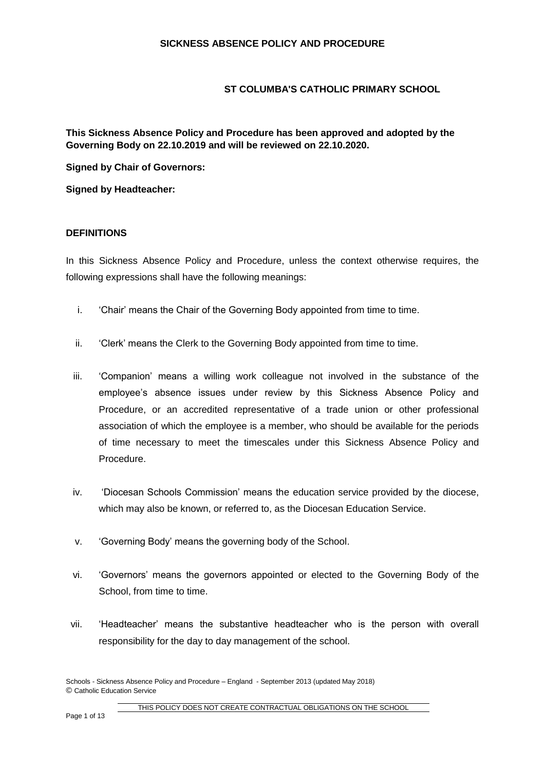# SICKNESS ABSENCE POLICY AND PROCEDURE

## ST COLUMBA'S CATHOLIC PRIMARY SCHOOL

**This Sickness Absence Policy and Procedure has been approved and adopted by the Governing Body on 22.10.2019 and will be reviewed on 22.10.2020.**

**Signed by Chair of Governors:**

**Signed by Headteacher:**

### DEFINITIONS

In this Sickness Absence Policy and Procedure, unless the context otherwise requires, the following expressions shall have the following meanings:

i. 'Chair' means the Chair of the Governing Body appointed from time to time.

ii. 'Clerk' means the Clerk to the Governing Body appointed from time to time.

iii. 'Companion' means a willing work colleague not involved in the substance of the employee's absence issues under review by this Sickness Absence Policy and Procedure, or an accredited representative of a trade union or other professional association of which the employee is a member, who should be available for the periods of time necessary to meet the timescales under this Sickness Absence Policy and Procedure.

iv. 'Diocesan Schools Commission' means the education service provided by the diocese, which may also be known, or referred to, as the Diocesan Education Service.

v. 'Governing Body' means the governing body of the School.

vi. 'Governors' means the governors appointed or elected to the Governing Body of the School, from time to time.

vii. 'Headteacher' means the substantive headteacher who is the person with overall responsibility for the day to day management of the school.

Schools - Sickness Absence Policy and Procedure – England - September 2013 (updated May 2018)
© Catholic Education Service

THIS POLICY DOES NOT CREATE CONTRACTUAL OBLIGATIONS ON THE SCHOOL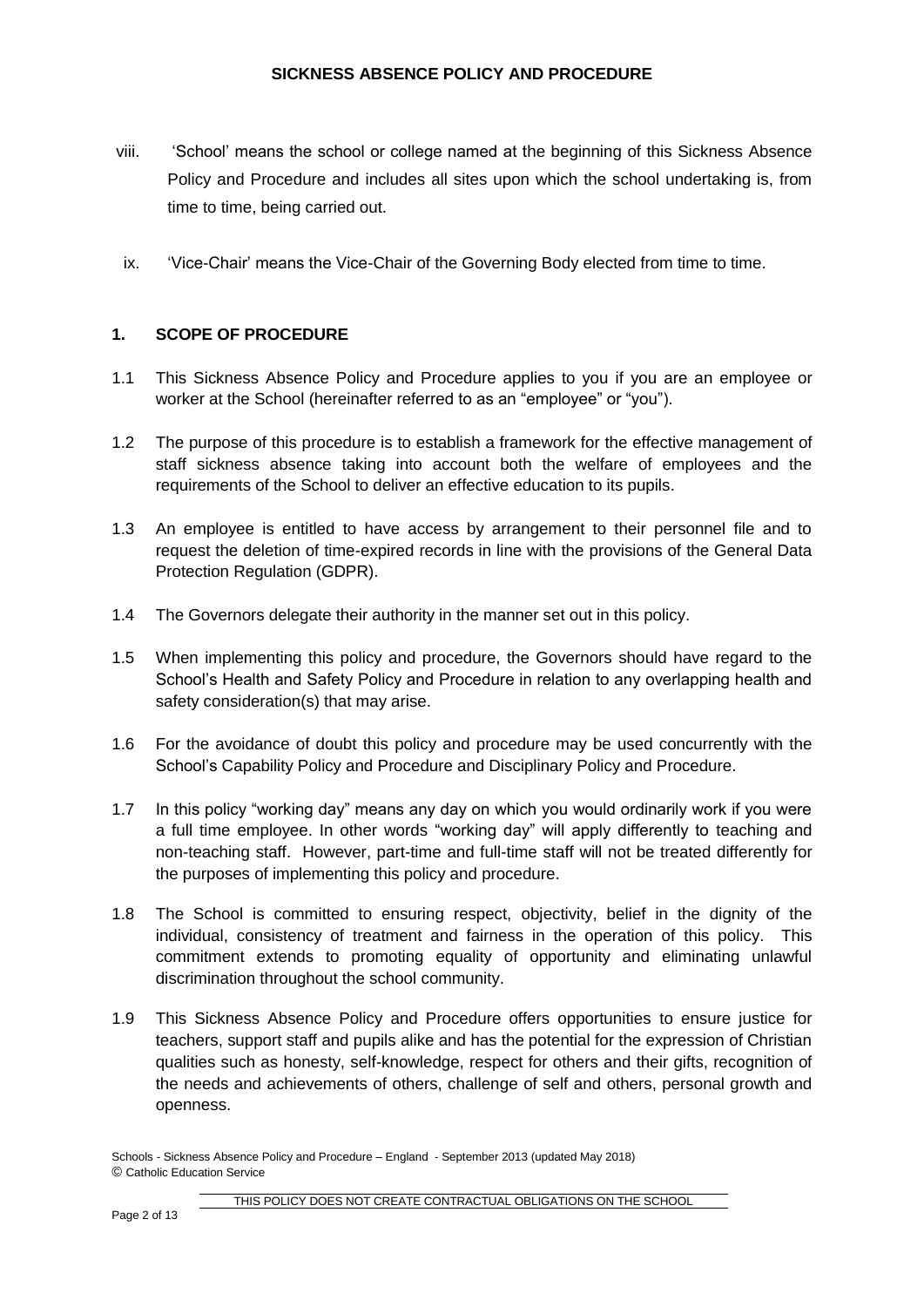viii. 'School' means the school or college named at the beginning of this Sickness Absence Policy and Procedure and includes all sites upon which the school undertaking is, from time to time, being carried out.

ix. 'Vice-Chair' means the Vice-Chair of the Governing Body elected from time to time.

## 1. SCOPE OF PROCEDURE

1.1 This Sickness Absence Policy and Procedure applies to you if you are an employee or worker at the School (hereinafter referred to as an "employee" or "you").

1.2 The purpose of this procedure is to establish a framework for the effective management of staff sickness absence taking into account both the welfare of employees and the requirements of the School to deliver an effective education to its pupils.

1.3 An employee is entitled to have access by arrangement to their personnel file and to request the deletion of time-expired records in line with the provisions of the General Data Protection Regulation (GDPR).

1.4 The Governors delegate their authority in the manner set out in this policy.

1.5 When implementing this policy and procedure, the Governors should have regard to the School's Health and Safety Policy and Procedure in relation to any overlapping health and safety consideration(s) that may arise.

1.6 For the avoidance of doubt this policy and procedure may be used concurrently with the School's Capability Policy and Procedure and Disciplinary Policy and Procedure.

1.7 In this policy "working day" means any day on which you would ordinarily work if you were a full time employee. In other words "working day" will apply differently to teaching and non-teaching staff. However, part-time and full-time staff will not be treated differently for the purposes of implementing this policy and procedure.

1.8 The School is committed to ensuring respect, objectivity, belief in the dignity of the individual, consistency of treatment and fairness in the operation of this policy. This commitment extends to promoting equality of opportunity and eliminating unlawful discrimination throughout the school community.

1.9 This Sickness Absence Policy and Procedure offers opportunities to ensure justice for teachers, support staff and pupils alike and has the potential for the expression of Christian qualities such as honesty, self-knowledge, respect for others and their gifts, recognition of the needs and achievements of others, challenge of self and others, personal growth and openness.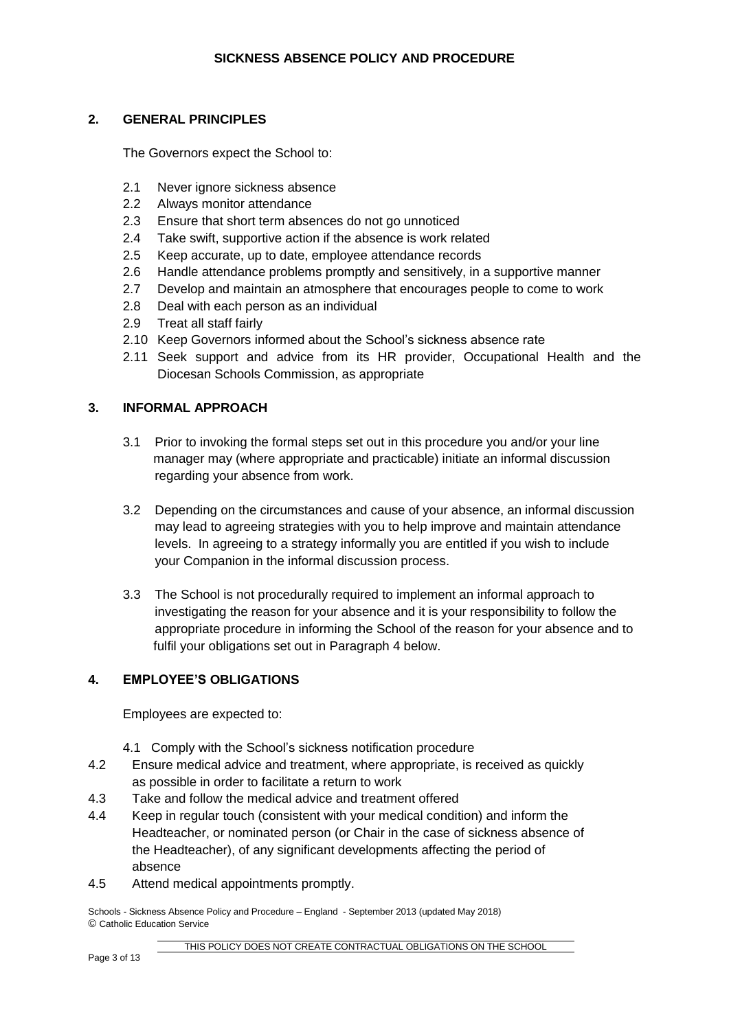## 2. GENERAL PRINCIPLES

The Governors expect the School to:

- 2.1 Never ignore sickness absence
- 2.2 Always monitor attendance
- 2.3 Ensure that short term absences do not go unnoticed
- 2.4 Take swift, supportive action if the absence is work related
- 2.5 Keep accurate, up to date, employee attendance records
- 2.6 Handle attendance problems promptly and sensitively, in a supportive manner
- 2.7 Develop and maintain an atmosphere that encourages people to come to work
- 2.8 Deal with each person as an individual
- 2.9 Treat all staff fairly
- 2.10 Keep Governors informed about the School's sickness absence rate
- 2.11 Seek support and advice from its HR provider, Occupational Health and the Diocesan Schools Commission, as appropriate

## 3. INFORMAL APPROACH

3.1 Prior to invoking the formal steps set out in this procedure you and/or your line manager may (where appropriate and practicable) initiate an informal discussion regarding your absence from work.

3.2 Depending on the circumstances and cause of your absence, an informal discussion may lead to agreeing strategies with you to help improve and maintain attendance levels. In agreeing to a strategy informally you are entitled if you wish to include your Companion in the informal discussion process.

3.3 The School is not procedurally required to implement an informal approach to investigating the reason for your absence and it is your responsibility to follow the appropriate procedure in informing the School of the reason for your absence and to fulfil your obligations set out in Paragraph 4 below.

## 4. EMPLOYEE'S OBLIGATIONS

Employees are expected to:

- 4.1 Comply with the School's sickness notification procedure
- 4.2 Ensure medical advice and treatment, where appropriate, is received as quickly as possible in order to facilitate a return to work
- 4.3 Take and follow the medical advice and treatment offered
- 4.4 Keep in regular touch (consistent with your medical condition) and inform the Headteacher, or nominated person (or Chair in the case of sickness absence of the Headteacher), of any significant developments affecting the period of absence
- 4.5 Attend medical appointments promptly.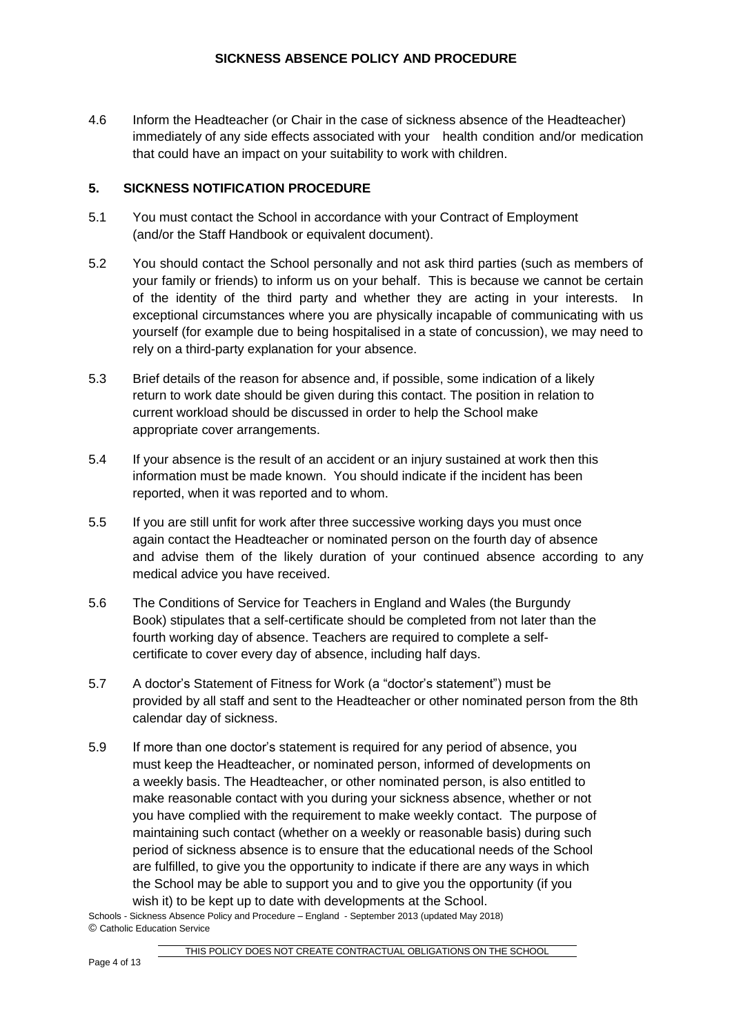4.6 Inform the Headteacher (or Chair in the case of sickness absence of the Headteacher) immediately of any side effects associated with your health condition and/or medication that could have an impact on your suitability to work with children.

## 5. SICKNESS NOTIFICATION PROCEDURE

5.1 You must contact the School in accordance with your Contract of Employment (and/or the Staff Handbook or equivalent document).

5.2 You should contact the School personally and not ask third parties (such as members of your family or friends) to inform us on your behalf. This is because we cannot be certain of the identity of the third party and whether they are acting in your interests. In exceptional circumstances where you are physically incapable of communicating with us yourself (for example due to being hospitalised in a state of concussion), we may need to rely on a third-party explanation for your absence.

5.3 Brief details of the reason for absence and, if possible, some indication of a likely return to work date should be given during this contact. The position in relation to current workload should be discussed in order to help the School make appropriate cover arrangements.

5.4 If your absence is the result of an accident or an injury sustained at work then this information must be made known. You should indicate if the incident has been reported, when it was reported and to whom.

5.5 If you are still unfit for work after three successive working days you must once again contact the Headteacher or nominated person on the fourth day of absence and advise them of the likely duration of your continued absence according to any medical advice you have received.

5.6 The Conditions of Service for Teachers in England and Wales (the Burgundy Book) stipulates that a self-certificate should be completed from not later than the fourth working day of absence. Teachers are required to complete a self-certificate to cover every day of absence, including half days.

5.7 A doctor's Statement of Fitness for Work (a "doctor's statement") must be provided by all staff and sent to the Headteacher or other nominated person from the 8th calendar day of sickness.

5.9 If more than one doctor's statement is required for any period of absence, you must keep the Headteacher, or nominated person, informed of developments on a weekly basis. The Headteacher, or other nominated person, is also entitled to make reasonable contact with you during your sickness absence, whether or not you have complied with the requirement to make weekly contact. The purpose of maintaining such contact (whether on a weekly or reasonable basis) during such period of sickness absence is to ensure that the educational needs of the School are fulfilled, to give you the opportunity to indicate if there are any ways in which the School may be able to support you and to give you the opportunity (if you wish it) to be kept up to date with developments at the School.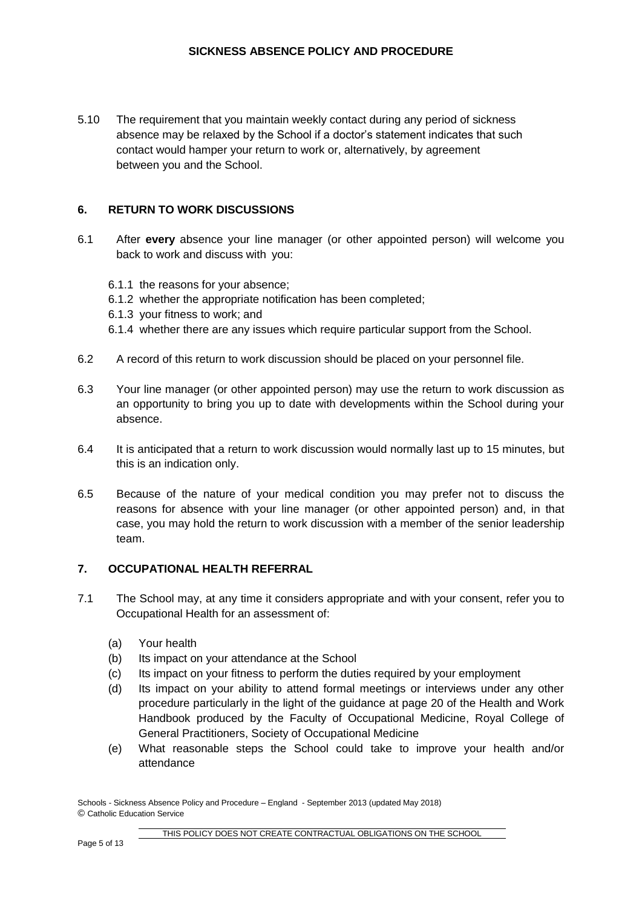5.10 The requirement that you maintain weekly contact during any period of sickness absence may be relaxed by the School if a doctor's statement indicates that such contact would hamper your return to work or, alternatively, by agreement between you and the School.

## 6. RETURN TO WORK DISCUSSIONS

6.1 After **every** absence your line manager (or other appointed person) will welcome you back to work and discuss with you:

- 6.1.1 the reasons for your absence;
- 6.1.2 whether the appropriate notification has been completed;
- 6.1.3 your fitness to work; and
- 6.1.4 whether there are any issues which require particular support from the School.

6.2 A record of this return to work discussion should be placed on your personnel file.

6.3 Your line manager (or other appointed person) may use the return to work discussion as an opportunity to bring you up to date with developments within the School during your absence.

6.4 It is anticipated that a return to work discussion would normally last up to 15 minutes, but this is an indication only.

6.5 Because of the nature of your medical condition you may prefer not to discuss the reasons for absence with your line manager (or other appointed person) and, in that case, you may hold the return to work discussion with a member of the senior leadership team.

## 7. OCCUPATIONAL HEALTH REFERRAL

7.1 The School may, at any time it considers appropriate and with your consent, refer you to Occupational Health for an assessment of:

- (a) Your health
- (b) Its impact on your attendance at the School
- (c) Its impact on your fitness to perform the duties required by your employment
- (d) Its impact on your ability to attend formal meetings or interviews under any other procedure particularly in the light of the guidance at page 20 of the Health and Work Handbook produced by the Faculty of Occupational Medicine, Royal College of General Practitioners, Society of Occupational Medicine
- (e) What reasonable steps the School could take to improve your health and/or attendance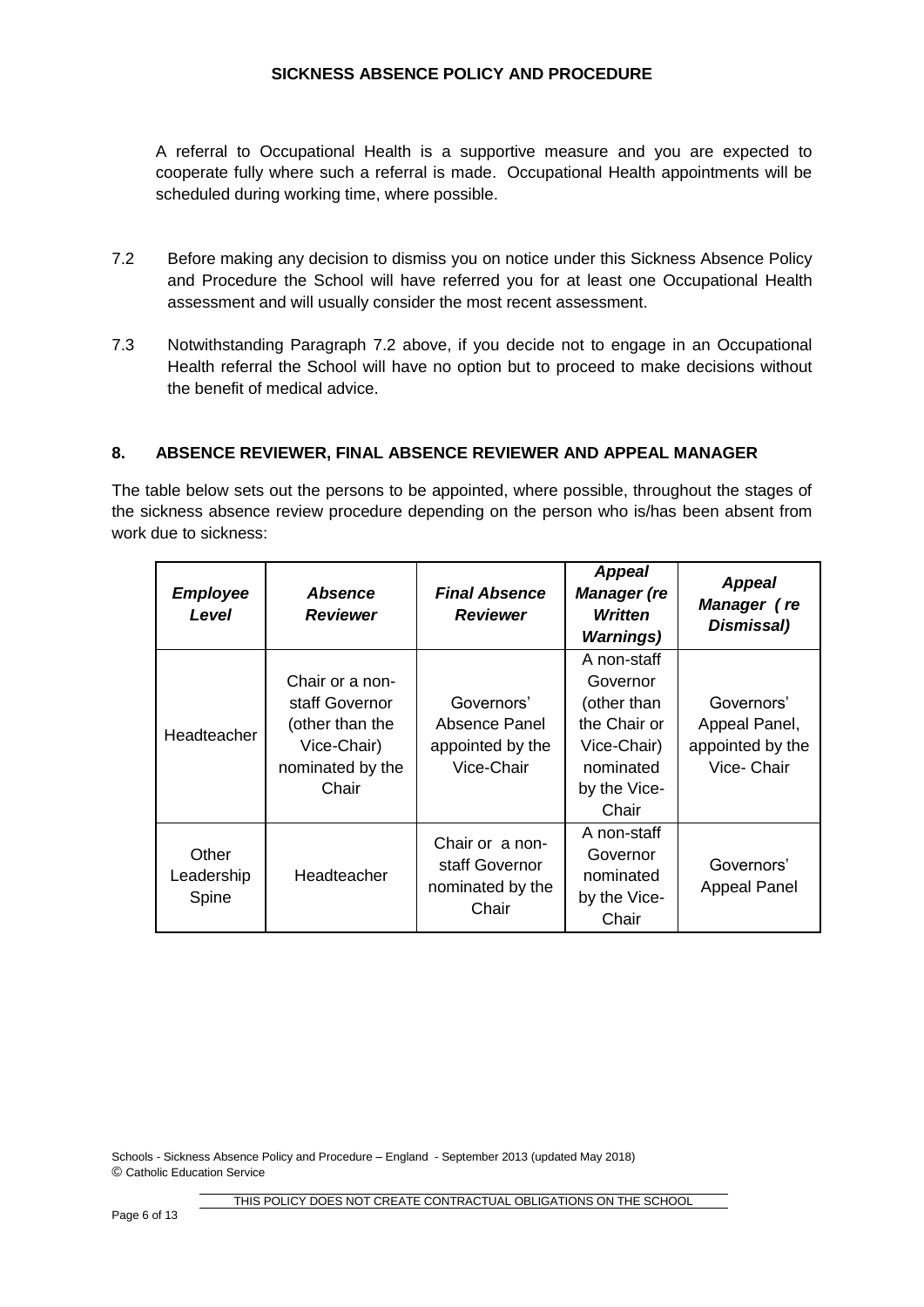A referral to Occupational Health is a supportive measure and you are expected to cooperate fully where such a referral is made. Occupational Health appointments will be scheduled during working time, where possible.

7.2 Before making any decision to dismiss you on notice under this Sickness Absence Policy and Procedure the School will have referred you for at least one Occupational Health assessment and will usually consider the most recent assessment.

7.3 Notwithstanding Paragraph 7.2 above, if you decide not to engage in an Occupational Health referral the School will have no option but to proceed to make decisions without the benefit of medical advice.

## 8. ABSENCE REVIEWER, FINAL ABSENCE REVIEWER AND APPEAL MANAGER

The table below sets out the persons to be appointed, where possible, throughout the stages of the sickness absence review procedure depending on the person who is/has been absent from work due to sickness:

| ***Employee Level*** | ***Absence Reviewer*** | ***Final Absence Reviewer*** | ***Appeal Manager (re Written Warnings)*** | ***Appeal Manager ( re Dismissal)*** |
|---|---|---|---|---|
| Headteacher | Chair or a non-staff Governor (other than the Vice-Chair) nominated by the Chair | Governors' Absence Panel appointed by the Vice-Chair | A non-staff Governor (other than the Chair or Vice-Chair) nominated by the Vice-Chair | Governors' Appeal Panel, appointed by the Vice- Chair |
| Other Leadership Spine | Headteacher | Chair or a non-staff Governor nominated by the Chair | A non-staff Governor nominated by the Vice-Chair | Governors' Appeal Panel |

Schools - Sickness Absence Policy and Procedure – England - September 2013 (updated May 2018)
© Catholic Education Service

THIS POLICY DOES NOT CREATE CONTRACTUAL OBLIGATIONS ON THE SCHOOL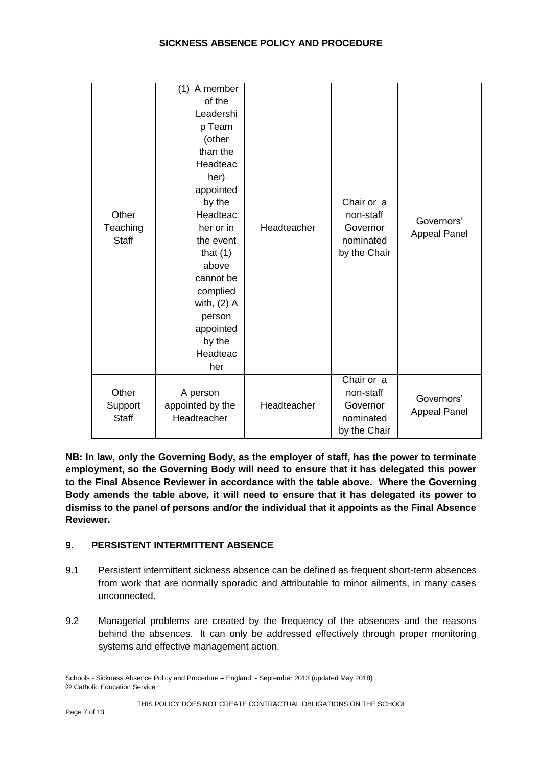| | | | | |
|---|---|---|---|---|
| Other Teaching Staff | (1) A member of the Leadership Team (other than the Headteacher) appointed by the Headteacher or in the event that (1) above cannot be complied with, (2) A person appointed by the Headteacher | Headteacher | Chair or a non-staff Governor nominated by the Chair | Governors' Appeal Panel |
| Other Support Staff | A person appointed by the Headteacher | Headteacher | Chair or a non-staff Governor nominated by the Chair | Governors' Appeal Panel |

**NB: In law, only the Governing Body, as the employer of staff, has the power to terminate employment, so the Governing Body will need to ensure that it has delegated this power to the Final Absence Reviewer in accordance with the table above. Where the Governing Body amends the table above, it will need to ensure that it has delegated its power to dismiss to the panel of persons and/or the individual that it appoints as the Final Absence Reviewer.**

## 9. PERSISTENT INTERMITTENT ABSENCE

9.1 Persistent intermittent sickness absence can be defined as frequent short-term absences from work that are normally sporadic and attributable to minor ailments, in many cases unconnected.

9.2 Managerial problems are created by the frequency of the absences and the reasons behind the absences. It can only be addressed effectively through proper monitoring systems and effective management action.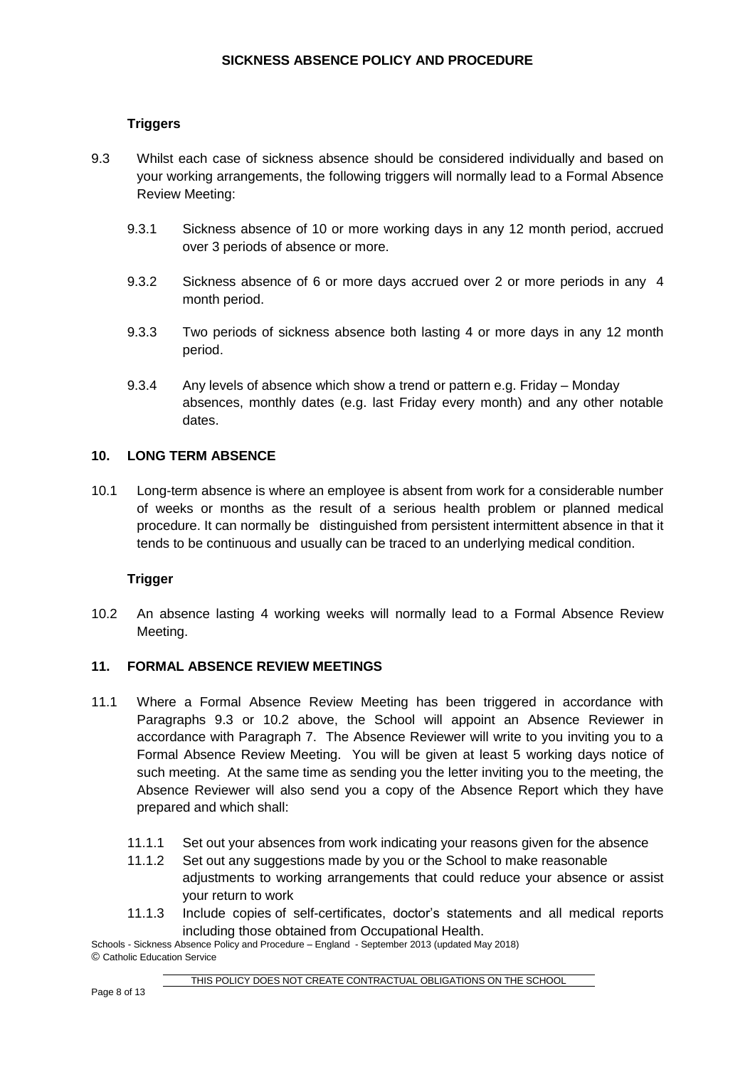**Triggers**

9.3 Whilst each case of sickness absence should be considered individually and based on your working arrangements, the following triggers will normally lead to a Formal Absence Review Meeting:

9.3.1 Sickness absence of 10 or more working days in any 12 month period, accrued over 3 periods of absence or more.

9.3.2 Sickness absence of 6 or more days accrued over 2 or more periods in any 4 month period.

9.3.3 Two periods of sickness absence both lasting 4 or more days in any 12 month period.

9.3.4 Any levels of absence which show a trend or pattern e.g. Friday – Monday absences, monthly dates (e.g. last Friday every month) and any other notable dates.

## 10. LONG TERM ABSENCE

10.1 Long-term absence is where an employee is absent from work for a considerable number of weeks or months as the result of a serious health problem or planned medical procedure. It can normally be distinguished from persistent intermittent absence in that it tends to be continuous and usually can be traced to an underlying medical condition.

**Trigger**

10.2 An absence lasting 4 working weeks will normally lead to a Formal Absence Review Meeting.

## 11. FORMAL ABSENCE REVIEW MEETINGS

11.1 Where a Formal Absence Review Meeting has been triggered in accordance with Paragraphs 9.3 or 10.2 above, the School will appoint an Absence Reviewer in accordance with Paragraph 7. The Absence Reviewer will write to you inviting you to a Formal Absence Review Meeting. You will be given at least 5 working days notice of such meeting. At the same time as sending you the letter inviting you to the meeting, the Absence Reviewer will also send you a copy of the Absence Report which they have prepared and which shall:

11.1.1 Set out your absences from work indicating your reasons given for the absence

11.1.2 Set out any suggestions made by you or the School to make reasonable adjustments to working arrangements that could reduce your absence or assist your return to work

11.1.3 Include copies of self-certificates, doctor's statements and all medical reports including those obtained from Occupational Health.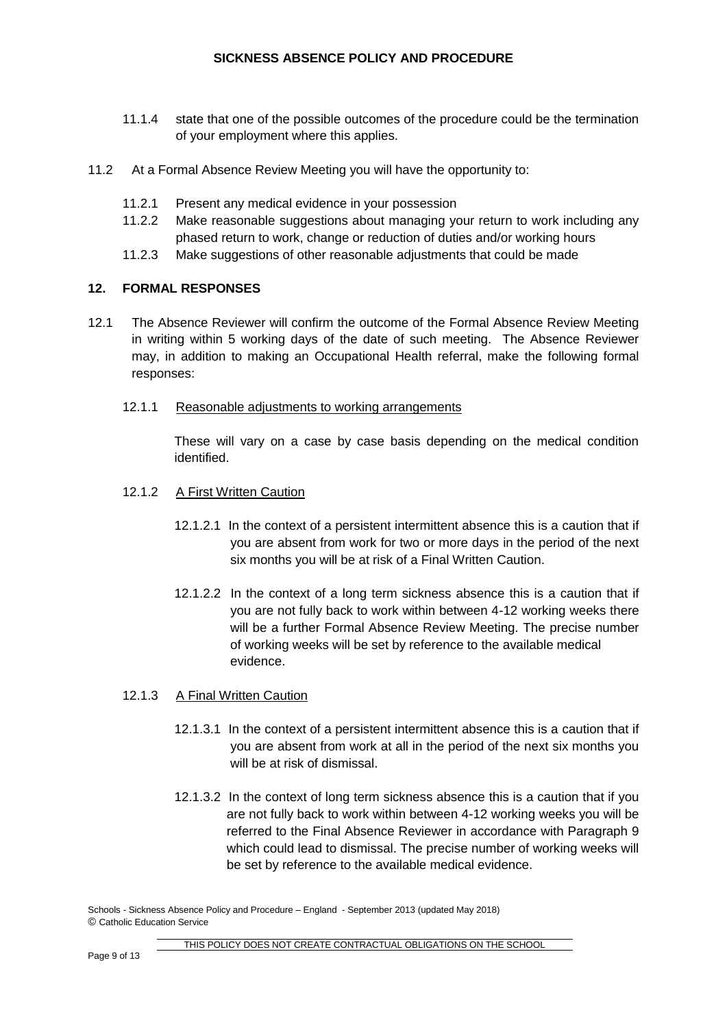11.1.4 state that one of the possible outcomes of the procedure could be the termination of your employment where this applies.

11.2 At a Formal Absence Review Meeting you will have the opportunity to:

11.2.1 Present any medical evidence in your possession

11.2.2 Make reasonable suggestions about managing your return to work including any phased return to work, change or reduction of duties and/or working hours

11.2.3 Make suggestions of other reasonable adjustments that could be made

## 12. FORMAL RESPONSES

12.1 The Absence Reviewer will confirm the outcome of the Formal Absence Review Meeting in writing within 5 working days of the date of such meeting. The Absence Reviewer may, in addition to making an Occupational Health referral, make the following formal responses:

12.1.1 Reasonable adjustments to working arrangements

These will vary on a case by case basis depending on the medical condition identified.

12.1.2 A First Written Caution

12.1.2.1 In the context of a persistent intermittent absence this is a caution that if you are absent from work for two or more days in the period of the next six months you will be at risk of a Final Written Caution.

12.1.2.2 In the context of a long term sickness absence this is a caution that if you are not fully back to work within between 4-12 working weeks there will be a further Formal Absence Review Meeting. The precise number of working weeks will be set by reference to the available medical evidence.

12.1.3 A Final Written Caution

12.1.3.1 In the context of a persistent intermittent absence this is a caution that if you are absent from work at all in the period of the next six months you will be at risk of dismissal.

12.1.3.2 In the context of long term sickness absence this is a caution that if you are not fully back to work within between 4-12 working weeks you will be referred to the Final Absence Reviewer in accordance with Paragraph 9 which could lead to dismissal. The precise number of working weeks will be set by reference to the available medical evidence.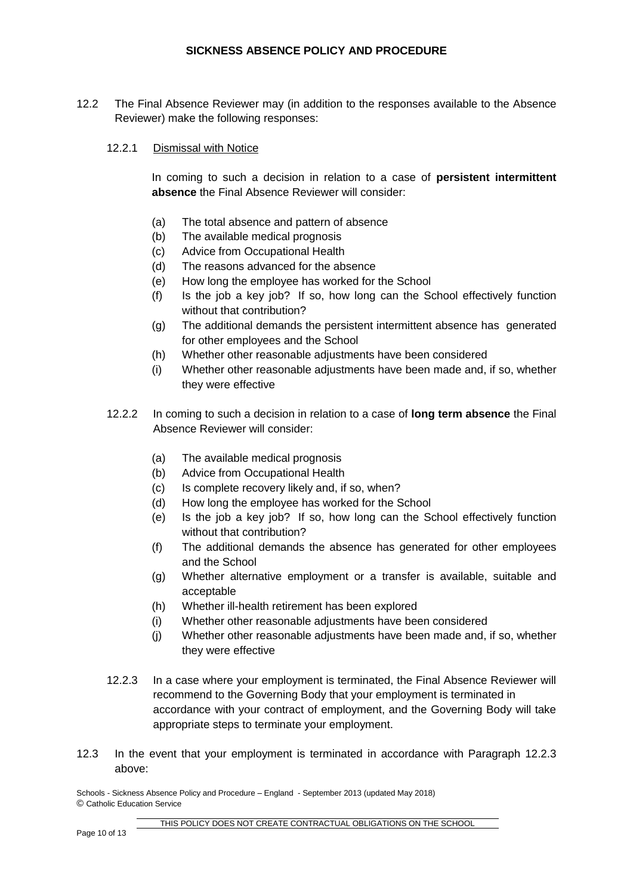12.2 The Final Absence Reviewer may (in addition to the responses available to the Absence Reviewer) make the following responses:

12.2.1 Dismissal with Notice

In coming to such a decision in relation to a case of **persistent intermittent absence** the Final Absence Reviewer will consider:

(a) The total absence and pattern of absence
(b) The available medical prognosis
(c) Advice from Occupational Health
(d) The reasons advanced for the absence
(e) How long the employee has worked for the School
(f) Is the job a key job? If so, how long can the School effectively function without that contribution?
(g) The additional demands the persistent intermittent absence has generated for other employees and the School
(h) Whether other reasonable adjustments have been considered
(i) Whether other reasonable adjustments have been made and, if so, whether they were effective

12.2.2 In coming to such a decision in relation to a case of **long term absence** the Final Absence Reviewer will consider:

(a) The available medical prognosis
(b) Advice from Occupational Health
(c) Is complete recovery likely and, if so, when?
(d) How long the employee has worked for the School
(e) Is the job a key job? If so, how long can the School effectively function without that contribution?
(f) The additional demands the absence has generated for other employees and the School
(g) Whether alternative employment or a transfer is available, suitable and acceptable
(h) Whether ill-health retirement has been explored
(i) Whether other reasonable adjustments have been considered
(j) Whether other reasonable adjustments have been made and, if so, whether they were effective

12.2.3 In a case where your employment is terminated, the Final Absence Reviewer will recommend to the Governing Body that your employment is terminated in accordance with your contract of employment, and the Governing Body will take appropriate steps to terminate your employment.

12.3 In the event that your employment is terminated in accordance with Paragraph 12.2.3 above: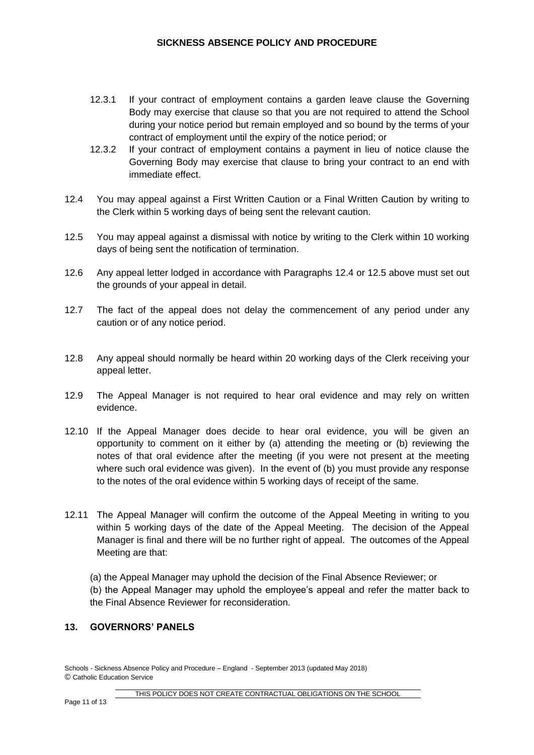12.3.1 If your contract of employment contains a garden leave clause the Governing Body may exercise that clause so that you are not required to attend the School during your notice period but remain employed and so bound by the terms of your contract of employment until the expiry of the notice period; or

12.3.2 If your contract of employment contains a payment in lieu of notice clause the Governing Body may exercise that clause to bring your contract to an end with immediate effect.

12.4 You may appeal against a First Written Caution or a Final Written Caution by writing to the Clerk within 5 working days of being sent the relevant caution.

12.5 You may appeal against a dismissal with notice by writing to the Clerk within 10 working days of being sent the notification of termination.

12.6 Any appeal letter lodged in accordance with Paragraphs 12.4 or 12.5 above must set out the grounds of your appeal in detail.

12.7 The fact of the appeal does not delay the commencement of any period under any caution or of any notice period.

12.8 Any appeal should normally be heard within 20 working days of the Clerk receiving your appeal letter.

12.9 The Appeal Manager is not required to hear oral evidence and may rely on written evidence.

12.10 If the Appeal Manager does decide to hear oral evidence, you will be given an opportunity to comment on it either by (a) attending the meeting or (b) reviewing the notes of that oral evidence after the meeting (if you were not present at the meeting where such oral evidence was given). In the event of (b) you must provide any response to the notes of the oral evidence within 5 working days of receipt of the same.

12.11 The Appeal Manager will confirm the outcome of the Appeal Meeting in writing to you within 5 working days of the date of the Appeal Meeting. The decision of the Appeal Manager is final and there will be no further right of appeal. The outcomes of the Appeal Meeting are that:

(a) the Appeal Manager may uphold the decision of the Final Absence Reviewer; or

(b) the Appeal Manager may uphold the employee's appeal and refer the matter back to the Final Absence Reviewer for reconsideration.

## 13. GOVERNORS' PANELS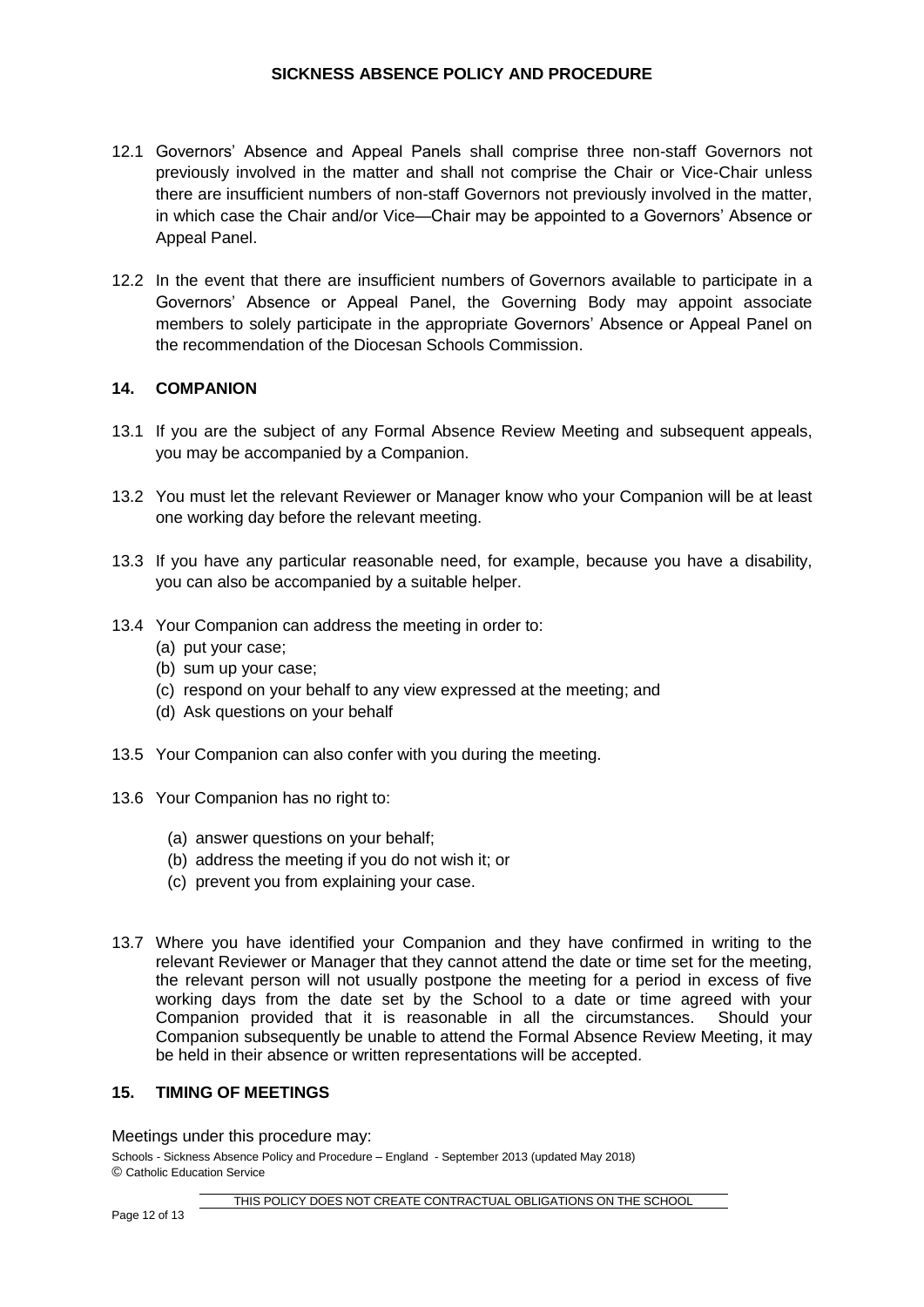12.1 Governors' Absence and Appeal Panels shall comprise three non-staff Governors not previously involved in the matter and shall not comprise the Chair or Vice-Chair unless there are insufficient numbers of non-staff Governors not previously involved in the matter, in which case the Chair and/or Vice—Chair may be appointed to a Governors' Absence or Appeal Panel.

12.2 In the event that there are insufficient numbers of Governors available to participate in a Governors' Absence or Appeal Panel, the Governing Body may appoint associate members to solely participate in the appropriate Governors' Absence or Appeal Panel on the recommendation of the Diocesan Schools Commission.

## 14. COMPANION

13.1 If you are the subject of any Formal Absence Review Meeting and subsequent appeals, you may be accompanied by a Companion.

13.2 You must let the relevant Reviewer or Manager know who your Companion will be at least one working day before the relevant meeting.

13.3 If you have any particular reasonable need, for example, because you have a disability, you can also be accompanied by a suitable helper.

13.4 Your Companion can address the meeting in order to:
- (a) put your case;
- (b) sum up your case;
- (c) respond on your behalf to any view expressed at the meeting; and
- (d) Ask questions on your behalf

13.5 Your Companion can also confer with you during the meeting.

13.6 Your Companion has no right to:
- (a) answer questions on your behalf;
- (b) address the meeting if you do not wish it; or
- (c) prevent you from explaining your case.

13.7 Where you have identified your Companion and they have confirmed in writing to the relevant Reviewer or Manager that they cannot attend the date or time set for the meeting, the relevant person will not usually postpone the meeting for a period in excess of five working days from the date set by the School to a date or time agreed with your Companion provided that it is reasonable in all the circumstances. Should your Companion subsequently be unable to attend the Formal Absence Review Meeting, it may be held in their absence or written representations will be accepted.

## 15. TIMING OF MEETINGS

Meetings under this procedure may: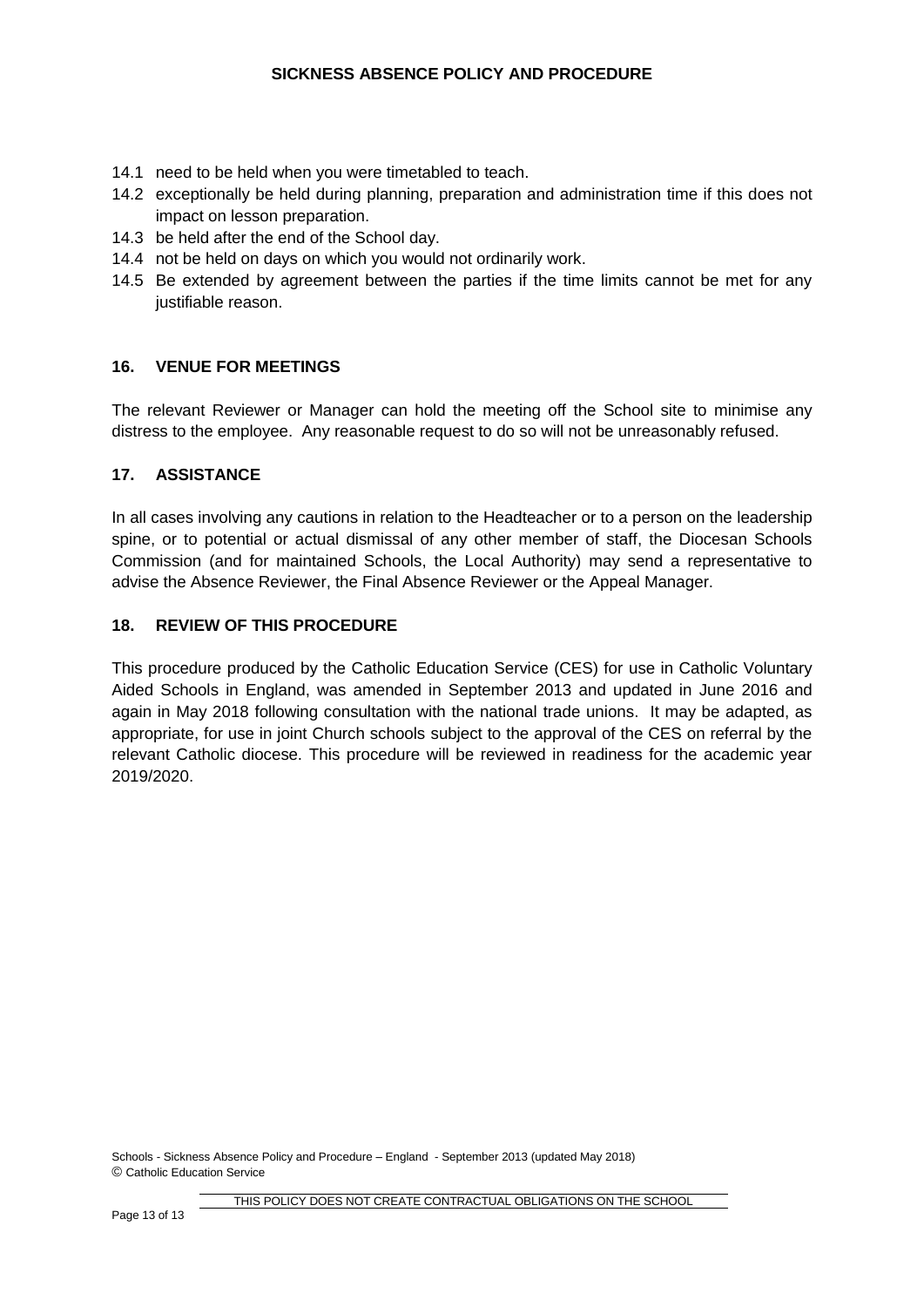14.1 need to be held when you were timetabled to teach.

14.2 exceptionally be held during planning, preparation and administration time if this does not impact on lesson preparation.

14.3 be held after the end of the School day.

14.4 not be held on days on which you would not ordinarily work.

14.5 Be extended by agreement between the parties if the time limits cannot be met for any justifiable reason.

## 16. VENUE FOR MEETINGS

The relevant Reviewer or Manager can hold the meeting off the School site to minimise any distress to the employee. Any reasonable request to do so will not be unreasonably refused.

## 17. ASSISTANCE

In all cases involving any cautions in relation to the Headteacher or to a person on the leadership spine, or to potential or actual dismissal of any other member of staff, the Diocesan Schools Commission (and for maintained Schools, the Local Authority) may send a representative to advise the Absence Reviewer, the Final Absence Reviewer or the Appeal Manager.

## 18. REVIEW OF THIS PROCEDURE

This procedure produced by the Catholic Education Service (CES) for use in Catholic Voluntary Aided Schools in England, was amended in September 2013 and updated in June 2016 and again in May 2018 following consultation with the national trade unions. It may be adapted, as appropriate, for use in joint Church schools subject to the approval of the CES on referral by the relevant Catholic diocese. This procedure will be reviewed in readiness for the academic year 2019/2020.